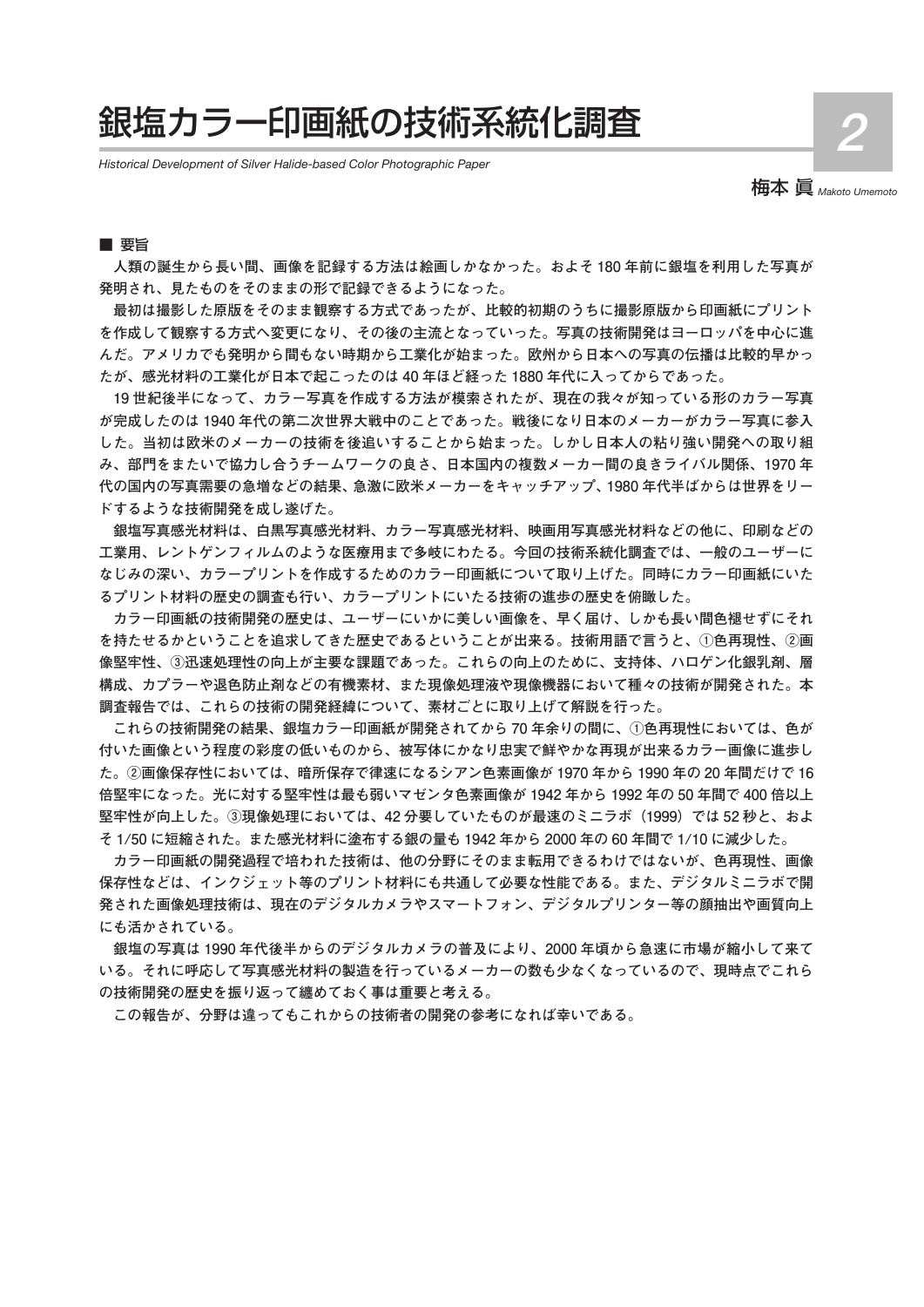# 銀塩カラー印画紙の技術系統化調査

*Historical Development of Silver Halide-based Color Photographic Paper*

2

梅本 眞 *Makoto Umemoto*

## ■ 要旨

人類の誕生から長い間、画像を記録する方法は絵画しかなかった。およそ 180 年前に銀塩を利用した写真が発明され、見たものをそのままの形で記録できるようになった。

最初は撮影した原版をそのまま観察する方式であったが、比較的初期のうちに撮影原版から印画紙にプリントを作成して観察する方式へ変更になり、その後の主流となっていった。写真の技術開発はヨーロッパを中心に進んだ。アメリカでも発明から間もない時期から工業化が始まった。欧州から日本への写真の伝播は比較的早かったが、感光材料の工業化が日本で起こったのは 40 年ほど経った 1880 年代に入ってからであった。

19 世紀後半になって、カラー写真を作成する方法が模索されたが、現在の我々が知っている形のカラー写真が完成したのは 1940 年代の第二次世界大戦中のことであった。戦後になり日本のメーカーがカラー写真に参入した。当初は欧米のメーカーの技術を後追いすることから始まった。しかし日本人の粘り強い開発への取り組み、部門をまたいで協力し合うチームワークの良さ、日本国内の複数メーカー間の良きライバル関係、1970 年代の国内の写真需要の急増などの結果、急激に欧米メーカーをキャッチアップ、1980 年代半ばからは世界をリードするような技術開発を成し遂げた。

銀塩写真感光材料は、白黒写真感光材料、カラー写真感光材料、映画用写真感光材料などの他に、印刷などの工業用、レントゲンフィルムのような医療用まで多岐にわたる。今回の技術系統化調査では、一般のユーザーになじみの深い、カラープリントを作成するためのカラー印画紙について取り上げた。同時にカラー印画紙にいたるプリント材料の歴史の調査も行い、カラープリントにいたる技術の進歩の歴史を俯瞰した。

カラー印画紙の技術開発の歴史は、ユーザーにいかに美しい画像を、早く届け、しかも長い間色褪せずにそれを持たせるかということを追求してきた歴史であるということが出来る。技術用語で言うと、①色再現性、②画像堅牢性、③迅速処理性の向上が主要な課題であった。これらの向上のために、支持体、ハロゲン化銀乳剤、層構成、カプラーや退色防止剤などの有機素材、また現像処理液や現像機器において種々の技術が開発された。本調査報告では、これらの技術の開発経緯について、素材ごとに取り上げて解説を行った。

これらの技術開発の結果、銀塩カラー印画紙が開発されてから 70 年余りの間に、①色再現性においては、色が付いた画像という程度の彩度の低いものから、被写体にかなり忠実で鮮やかな再現が出来るカラー画像に進歩した。②画像保存性においては、暗所保存で律速になるシアン色素画像が 1970 年から 1990 年の 20 年間だけで 16 倍堅牢になった。光に対する堅牢性は最も弱いマゼンタ色素画像が 1942 年から 1992 年の 50 年間で 400 倍以上堅牢性が向上した。③現像処理においては、42 分要していたものが最速のミニラボ（1999）では 52 秒と、およそ 1/50 に短縮された。また感光材料に塗布する銀の量も 1942 年から 2000 年の 60 年間で 1/10 に減少した。

カラー印画紙の開発過程で培われた技術は、他の分野にそのまま転用できるわけではないが、色再現性、画像保存性などは、インクジェット等のプリント材料にも共通して必要な性能である。また、デジタルミニラボで開発された画像処理技術は、現在のデジタルカメラやスマートフォン、デジタルプリンター等の顔抽出や画質向上にも活かされている。

銀塩の写真は 1990 年代後半からのデジタルカメラの普及により、2000 年頃から急速に市場が縮小して来ている。それに呼応して写真感光材料の製造を行っているメーカーの数も少なくなっているので、現時点でこれらの技術開発の歴史を振り返って纏めておく事は重要と考える。

この報告が、分野は違ってもこれからの技術者の開発の参考になれば幸いである。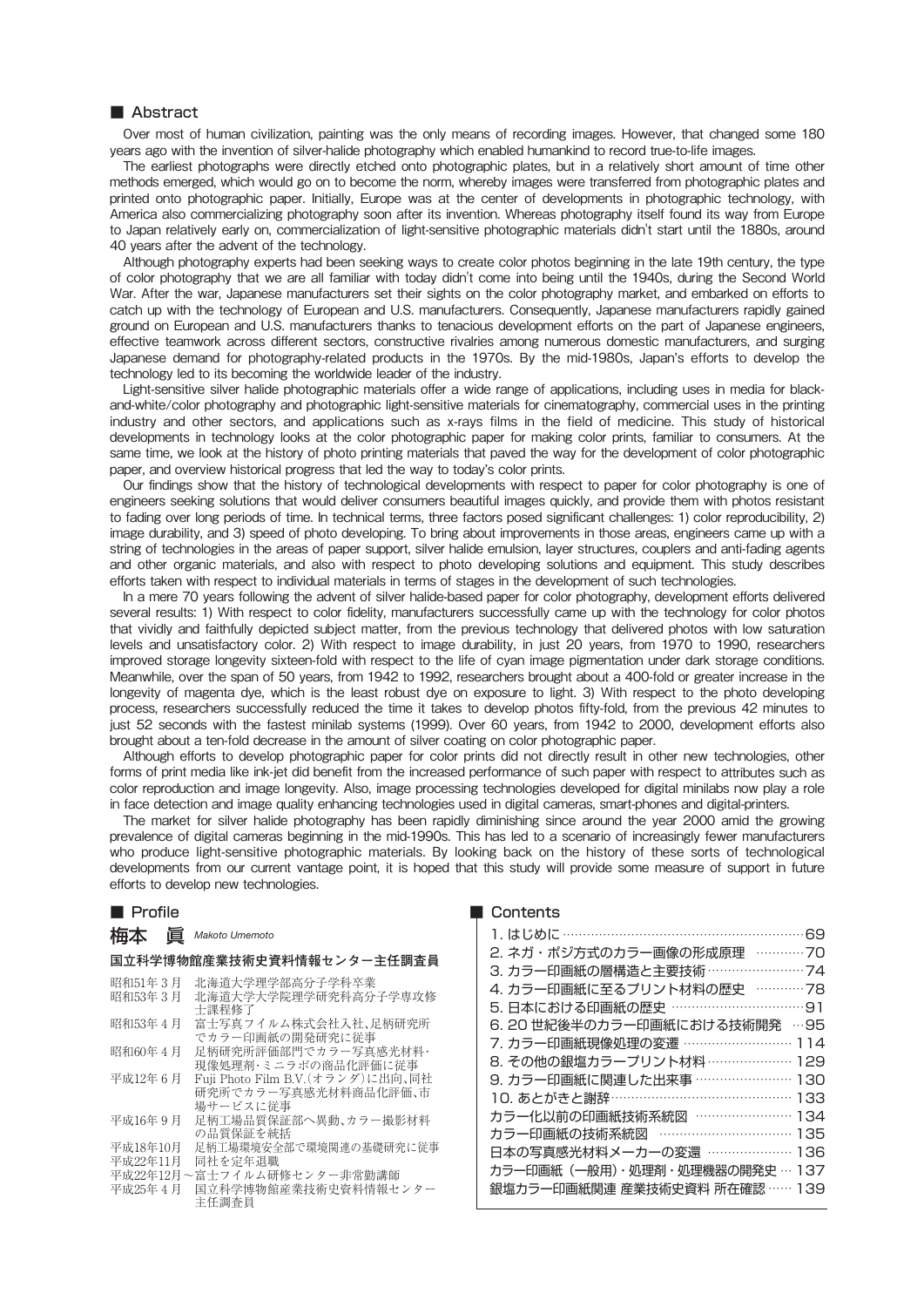## ■ Abstract

Over most of human civilization, painting was the only means of recording images. However, that changed some 180 years ago with the invention of silver-halide photography which enabled humankind to record true-to-life images.

The earliest photographs were directly etched onto photographic plates, but in a relatively short amount of time other methods emerged, which would go on to become the norm, whereby images were transferred from photographic plates and printed onto photographic paper. Initially, Europe was at the center of developments in photographic technology, with America also commercializing photography soon after its invention. Whereas photography itself found its way from Europe to Japan relatively early on, commercialization of light-sensitive photographic materials didn't start until the 1880s, around 40 years after the advent of the technology.

Although photography experts had been seeking ways to create color photos beginning in the late 19th century, the type of color photography that we are all familiar with today didn't come into being until the 1940s, during the Second World War. After the war, Japanese manufacturers set their sights on the color photography market, and embarked on efforts to catch up with the technology of European and U.S. manufacturers. Consequently, Japanese manufacturers rapidly gained ground on European and U.S. manufacturers thanks to tenacious development efforts on the part of Japanese engineers, effective teamwork across different sectors, constructive rivalries among numerous domestic manufacturers, and surging Japanese demand for photography-related products in the 1970s. By the mid-1980s, Japan's efforts to develop the technology led to its becoming the worldwide leader of the industry.

Light-sensitive silver halide photographic materials offer a wide range of applications, including uses in media for black-and-white/color photography and photographic light-sensitive materials for cinematography, commercial uses in the printing industry and other sectors, and applications such as x-rays films in the field of medicine. This study of historical developments in technology looks at the color photographic paper for making color prints, familiar to consumers. At the same time, we look at the history of photo printing materials that paved the way for the development of color photographic paper, and overview historical progress that led the way to today's color prints.

Our findings show that the history of technological developments with respect to paper for color photography is one of engineers seeking solutions that would deliver consumers beautiful images quickly, and provide them with photos resistant to fading over long periods of time. In technical terms, three factors posed significant challenges: 1) color reproducibility, 2) image durability, and 3) speed of photo developing. To bring about improvements in those areas, engineers came up with a string of technologies in the areas of paper support, silver halide emulsion, layer structures, couplers and anti-fading agents and other organic materials, and also with respect to photo developing solutions and equipment. This study describes efforts taken with respect to individual materials in terms of stages in the development of such technologies.

In a mere 70 years following the advent of silver halide-based paper for color photography, development efforts delivered several results: 1) With respect to color fidelity, manufacturers successfully came up with the technology for color photos that vividly and faithfully depicted subject matter, from the previous technology that delivered photos with low saturation levels and unsatisfactory color. 2) With respect to image durability, in just 20 years, from 1970 to 1990, researchers improved storage longevity sixteen-fold with respect to the life of cyan image pigmentation under dark storage conditions. Meanwhile, over the span of 50 years, from 1942 to 1992, researchers brought about a 400-fold or greater increase in the longevity of magenta dye, which is the least robust dye on exposure to light. 3) With respect to the photo developing process, researchers successfully reduced the time it takes to develop photos fifty-fold, from the previous 42 minutes to just 52 seconds with the fastest minilab systems (1999). Over 60 years, from 1942 to 2000, development efforts also brought about a ten-fold decrease in the amount of silver coating on color photographic paper.

Although efforts to develop photographic paper for color prints did not directly result in other new technologies, other forms of print media like ink-jet did benefit from the increased performance of such paper with respect to attributes such as color reproduction and image longevity. Also, image processing technologies developed for digital minilabs now play a role in face detection and image quality enhancing technologies used in digital cameras, smart-phones and digital-printers.

The market for silver halide photography has been rapidly diminishing since around the year 2000 amid the growing prevalence of digital cameras beginning in the mid-1990s. This has led to a scenario of increasingly fewer manufacturers who produce light-sensitive photographic materials. By looking back on the history of these sorts of technological developments from our current vantage point, it is hoped that this study will provide some measure of support in future efforts to develop new technologies.

## ■ Profile

**梅本　眞** *Makoto Umemoto*

**国立科学博物館産業技術史資料情報センター主任調査員**

| | |
|---|---|
| 昭和51年３月 | 北海道大学理学部高分子学科卒業 |
| 昭和53年３月 | 北海道大学大学院理学研究科高分子学専攻修士課程修了 |
| 昭和53年４月 | 富士写真フイルム株式会社入社、足柄研究所でカラー印画紙の開発研究に従事 |
| 昭和60年４月 | 足柄研究所評価部門でカラー写真感光材料・現像処理剤・ミニラボの商品化評価に従事 |
| 平成12年６月 | Fuji Photo Film B.V.(オランダ)に出向、同社研究所でカラー写真感光材料商品化評価、市場サービスに従事 |
| 平成16年９月 | 足柄工場品質保証部へ異動、カラー撮影材料の品質保証を統括 |
| 平成18年10月 | 足柄工場環境安全部で環境関連の基礎研究に従事 |
| 平成22年11月 | 同社を定年退職 |
| 平成22年12月～ | 富士フイルム研修センター非常勤講師 |
| 平成25年４月 | 国立科学博物館産業技術史資料情報センター主任調査員 |

## ■ Contents

1. はじめに……69
2. ネガ・ポジ方式のカラー画像の形成原理……70
3. カラー印画紙の層構造と主要技術……74
4. カラー印画紙に至るプリント材料の歴史……78
5. 日本における印画紙の歴史……91
6. 20 世紀後半のカラー印画紙における技術開発……95
7. カラー印画紙現像処理の変遷……114
8. その他の銀塩カラープリント材料……129
9. カラー印画紙に関連した出来事……130
10. あとがきと謝辞……133

カラー化以前の印画紙技術系統図……134
カラー印画紙の技術系統図……135
日本の写真感光材料メーカーの変遷……136
カラー印画紙（一般用）・処理剤・処理機器の開発史……137
銀塩カラー印画紙関連 産業技術史資料 所在確認……139